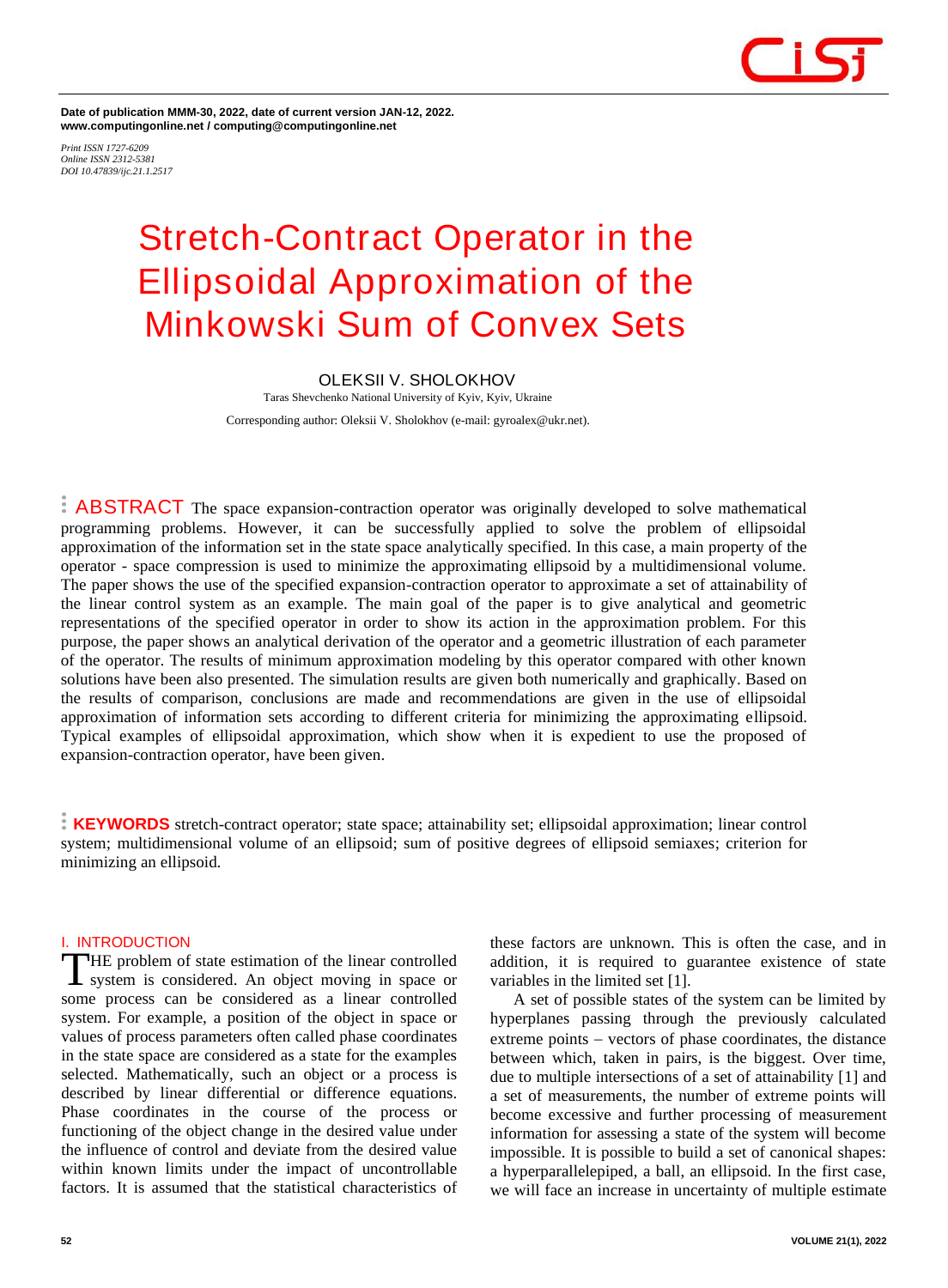Date of publication MMM-30, 2022, date of current version JAN-12, 2022.
www.computingonline.net / computing@computingonline.net

*Print ISSN 1727-6209*
*Online ISSN 2312-5381*
*DOI 10.47839/ijc.21.1.2517*

# Stretch-Contract Operator in the Ellipsoidal Approximation of the Minkowski Sum of Convex Sets

**OLEKSII V. SHOLOKHOV**

Taras Shevchenko National University of Kyiv, Kyiv, Ukraine

Corresponding author: Oleksii V. Sholokhov (e-mail: gyroalex@ukr.net).

**ABSTRACT** The space expansion-contraction operator was originally developed to solve mathematical programming problems. However, it can be successfully applied to solve the problem of ellipsoidal approximation of the information set in the state space analytically specified. In this case, a main property of the operator - space compression is used to minimize the approximating ellipsoid by a multidimensional volume. The paper shows the use of the specified expansion-contraction operator to approximate a set of attainability of the linear control system as an example. The main goal of the paper is to give analytical and geometric representations of the specified operator in order to show its action in the approximation problem. For this purpose, the paper shows an analytical derivation of the operator and a geometric illustration of each parameter of the operator. The results of minimum approximation modeling by this operator compared with other known solutions have been also presented. The simulation results are given both numerically and graphically. Based on the results of comparison, conclusions are made and recommendations are given in the use of ellipsoidal approximation of information sets according to different criteria for minimizing the approximating ellipsoid. Typical examples of ellipsoidal approximation, which show when it is expedient to use the proposed of expansion-contraction operator, have been given.

**KEYWORDS** stretch-contract operator; state space; attainability set; ellipsoidal approximation; linear control system; multidimensional volume of an ellipsoid; sum of positive degrees of ellipsoid semiaxes; criterion for minimizing an ellipsoid.

## I. INTRODUCTION

The problem of state estimation of the linear controlled system is considered. An object moving in space or some process can be considered as a linear controlled system. For example, a position of the object in space or values of process parameters often called phase coordinates in the state space are considered as a state for the examples selected. Mathematically, such an object or a process is described by linear differential or difference equations. Phase coordinates in the course of the process or functioning of the object change in the desired value under the influence of control and deviate from the desired value within known limits under the impact of uncontrollable factors. It is assumed that the statistical characteristics of these factors are unknown. This is often the case, and in addition, it is required to guarantee existence of state variables in the limited set [1].

A set of possible states of the system can be limited by hyperplanes passing through the previously calculated extreme points – vectors of phase coordinates, the distance between which, taken in pairs, is the biggest. Over time, due to multiple intersections of a set of attainability [1] and a set of measurements, the number of extreme points will become excessive and further processing of measurement information for assessing a state of the system will become impossible. It is possible to build a set of canonical shapes: a hyperparallelepiped, a ball, an ellipsoid. In the first case, we will face an increase in uncertainty of multiple estimate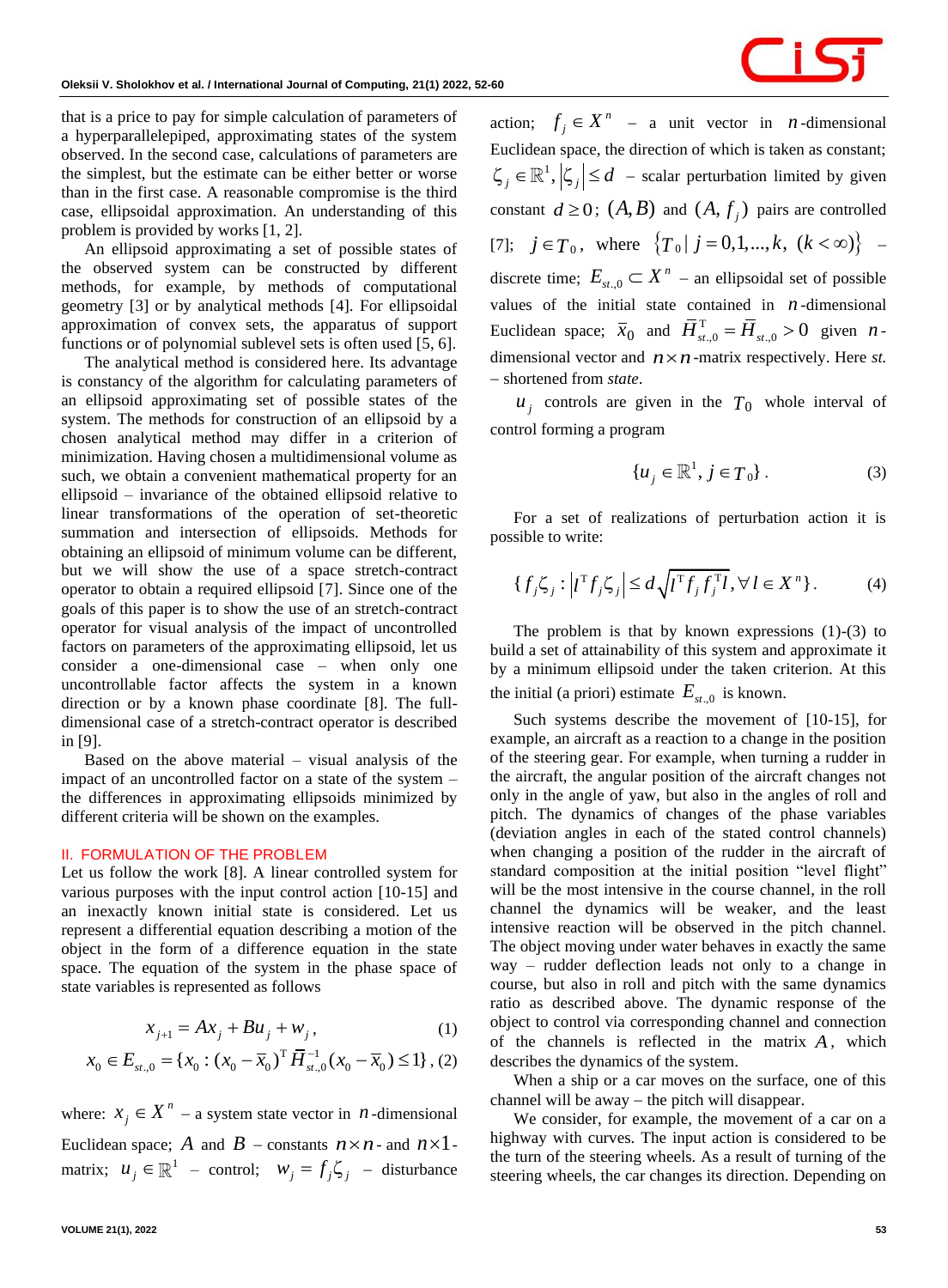that is a price to pay for simple calculation of parameters of a hyperparallelepiped, approximating states of the system observed. In the second case, calculations of parameters are the simplest, but the estimate can be either better or worse than in the first case. A reasonable compromise is the third case, ellipsoidal approximation. An understanding of this problem is provided by works [1, 2].

An ellipsoid approximating a set of possible states of the observed system can be constructed by different methods, for example, by methods of computational geometry [3] or by analytical methods [4]. For ellipsoidal approximation of convex sets, the apparatus of support functions or of polynomial sublevel sets is often used [5, 6].

The analytical method is considered here. Its advantage is constancy of the algorithm for calculating parameters of an ellipsoid approximating set of possible states of the system. The methods for construction of an ellipsoid by a chosen analytical method may differ in a criterion of minimization. Having chosen a multidimensional volume as such, we obtain a convenient mathematical property for an ellipsoid – invariance of the obtained ellipsoid relative to linear transformations of the operation of set-theoretic summation and intersection of ellipsoids. Methods for obtaining an ellipsoid of minimum volume can be different, but we will show the use of a space stretch-contract operator to obtain a required ellipsoid [7]. Since one of the goals of this paper is to show the use of an stretch-contract operator for visual analysis of the impact of uncontrolled factors on parameters of the approximating ellipsoid, let us consider a one-dimensional case – when only one uncontrollable factor affects the system in a known direction or by a known phase coordinate [8]. The full-dimensional case of a stretch-contract operator is described in [9].

Based on the above material – visual analysis of the impact of an uncontrolled factor on a state of the system – the differences in approximating ellipsoids minimized by different criteria will be shown on the examples.

## II. FORMULATION OF THE PROBLEM

Let us follow the work [8]. A linear controlled system for various purposes with the input control action [10-15] and an inexactly known initial state is considered. Let us represent a differential equation describing a motion of the object in the form of a difference equation in the state space. The equation of the system in the phase space of state variables is represented as follows

$$x_{j+1} = Ax_j + Bu_j + w_j, \tag{1}$$

$$x_0 \in E_{st.,0} = \{x_0 : (x_0 - \bar{x}_0)^{\mathrm{T}} \bar{H}_{st.,0}^{-1}(x_0 - \bar{x}_0) \le 1\}, \tag{2}$$

where: $x_j \in X^n$ – a system state vector in $n$-dimensional Euclidean space; $A$ and $B$ – constants $n\times n$- and $n\times 1$-matrix; $u_j \in \mathbb{R}^1$ – control; $w_j = f_j\zeta_j$ – disturbance action; $f_j \in X^n$ – a unit vector in $n$-dimensional Euclidean space, the direction of which is taken as constant; $\zeta_j \in \mathbb{R}^1, |\zeta_j| \le d$ – scalar perturbation limited by given constant $d \ge 0$; $(A, B)$ and $(A, f_j)$ pairs are controlled [7]; $j \in T_0$, where $\{T_0 \,|\, j = 0,1,...,k,\ (k < \infty)\}$ – discrete time; $E_{st.,0} \subset X^n$ – an ellipsoidal set of possible values of the initial state contained in $n$-dimensional Euclidean space; $\bar{x}_0$ and $\bar{H}_{st.,0}^{\mathrm{T}} = \bar{H}_{st.,0} > 0$ given $n$-dimensional vector and $n\times n$-matrix respectively. Here *st.* – shortened from *state*.

$u_j$ controls are given in the $T_0$ whole interval of control forming a program

$$\{u_j \in \mathbb{R}^1, j \in T_0\}. \tag{3}$$

For a set of realizations of perturbation action it is possible to write:

$$\{f_j\zeta_j : \left|l^{\mathrm{T}} f_j \zeta_j\right| \le d\sqrt{l^{\mathrm{T}} f_j f_j^{\mathrm{T}} l}, \forall l \in X^n\}. \tag{4}$$

The problem is that by known expressions (1)-(3) to build a set of attainability of this system and approximate it by a minimum ellipsoid under the taken criterion. At this the initial (a priori) estimate $E_{st.,0}$ is known.

Such systems describe the movement of [10-15], for example, an aircraft as a reaction to a change in the position of the steering gear. For example, when turning a rudder in the aircraft, the angular position of the aircraft changes not only in the angle of yaw, but also in the angles of roll and pitch. The dynamics of changes of the phase variables (deviation angles in each of the stated control channels) when changing a position of the rudder in the aircraft of standard composition at the initial position “level flight” will be the most intensive in the course channel, in the roll channel the dynamics will be weaker, and the least intensive reaction will be observed in the pitch channel. The object moving under water behaves in exactly the same way – rudder deflection leads not only to a change in course, but also in roll and pitch with the same dynamics ratio as described above. The dynamic response of the object to control via corresponding channel and connection of the channels is reflected in the matrix $A$, which describes the dynamics of the system.

When a ship or a car moves on the surface, one of this channel will be away – the pitch will disappear.

We consider, for example, the movement of a car on a highway with curves. The input action is considered to be the turn of the steering wheels. As a result of turning of the steering wheels, the car changes its direction. Depending on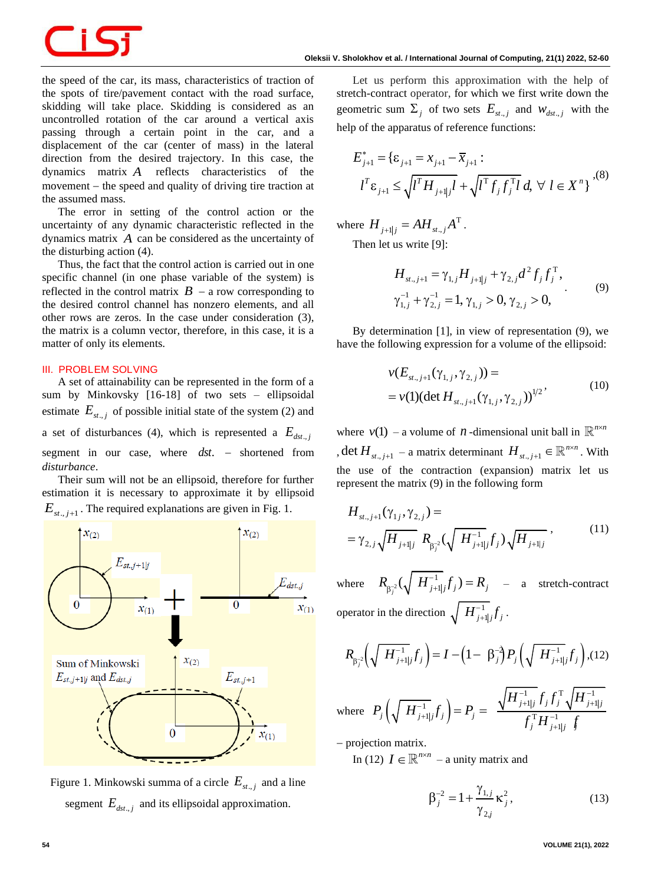the speed of the car, its mass, characteristics of traction of the spots of tire/pavement contact with the road surface, skidding will take place. Skidding is considered as an uncontrolled rotation of the car around a vertical axis passing through a certain point in the car, and a displacement of the car (center of mass) in the lateral direction from the desired trajectory. In this case, the dynamics matrix $A$ reflects characteristics of the movement – the speed and quality of driving tire traction at the assumed mass.

The error in setting of the control action or the uncertainty of any dynamic characteristic reflected in the dynamics matrix $A$ can be considered as the uncertainty of the disturbing action (4).

Thus, the fact that the control action is carried out in one specific channel (in one phase variable of the system) is reflected in the control matrix $B$ – a row corresponding to the desired control channel has nonzero elements, and all other rows are zeros. In the case under consideration (3), the matrix is a column vector, therefore, in this case, it is a matter of only its elements.

## III. PROBLEM SOLVING

A set of attainability can be represented in the form of a sum by Minkovsky [16-18] of two sets – ellipsoidal estimate $E_{st.,j}$ of possible initial state of the system (2) and a set of disturbances (4), which is represented a $E_{dst.,j}$ segment in our case, where *dst.* – shortened from *disturbance*.

Their sum will not be an ellipsoid, therefore for further estimation it is necessary to approximate it by ellipsoid $E_{st.,j+1}$. The required explanations are given in Fig. 1.

Figure 1. Minkowski summa of a circle $E_{st.,j}$ and a line segment $E_{dst.,j}$ and its ellipsoidal approximation.

Let us perform this approximation with the help of stretch-contract operator, for which we first write down the geometric sum $\Sigma_j$ of two sets $E_{st.,j}$ and $w_{dst.,j}$ with the help of the apparatus of reference functions:

$$E^*_{j+1} = \{\varepsilon_{j+1} = x_{j+1} - \bar{x}_{j+1} : \\ l^T \varepsilon_{j+1} \le \sqrt{l^T H_{j+1|j} l} + \sqrt{l^T f_j f_j^T l}\, d,\ \forall\, l \in X^n\}, \tag{8}$$

where $H_{j+1|j} = A H_{st.,j} A^T$.

Then let us write [9]:

$$H_{st.,j+1} = \gamma_{1,j} H_{j+1|j} + \gamma_{2,j} d^2 f_j f_j^T, \\ \gamma_{1,j}^{-1} + \gamma_{2,j}^{-1} = 1,\ \gamma_{1,j} > 0,\ \gamma_{2,j} > 0, \tag{9}$$

By determination [1], in view of representation (9), we have the following expression for a volume of the ellipsoid:

$$v(E_{st.,j+1}(\gamma_{1,j}, \gamma_{2,j})) = \\ = v(1)(\det H_{st.,j+1}(\gamma_{1,j}, \gamma_{2,j}))^{1/2}, \tag{10}$$

where $v(1)$ – a volume of $n$-dimensional unit ball in $\mathbb{R}^{n\times n}$, $\det H_{st.,j+1}$ – a matrix determinant $H_{st.,j+1} \in \mathbb{R}^{n\times n}$. With the use of the contraction (expansion) matrix let us represent the matrix (9) in the following form

$$H_{st.,j+1}(\gamma_{1j}, \gamma_{2,j}) = \\ = \gamma_{2,j} \sqrt{H_{j+1|j}}\ R_{\beta_j^{-2}}\left(\sqrt{H_{j+1|j}^{-1}} f_j\right) \sqrt{H_{j+1|j}}, \tag{11}$$

where $R_{\beta_j^{-2}}\left(\sqrt{H_{j+1|j}^{-1}} f_j\right) = R_j$ – a stretch-contract operator in the direction $\sqrt{H_{j+1|j}^{-1}} f_j$.

$$R_{\beta_j^{-2}}\left(\sqrt{H_{j+1|j}^{-1}} f_j\right) = I - \left(1 - \beta_j^{-2}\right) P_j\left(\sqrt{H_{j+1|j}^{-1}} f_j\right), \tag{12}$$

where $P_j\left(\sqrt{H_{j+1|j}^{-1}} f_j\right) = P_j = \dfrac{\sqrt{H_{j+1|j}^{-1}}\, f_j f_j^T \sqrt{H_{j+1|j}^{-1}}}{f_j^T H_{j+1|j}^{-1}\ f_j}$ – projection matrix.

In (12) $I \in \mathbb{R}^{n\times n}$ – a unity matrix and

$$\beta_j^{-2} = 1 + \frac{\gamma_{1,j}}{\gamma_{2,j}} \kappa_j^2, \tag{13}$$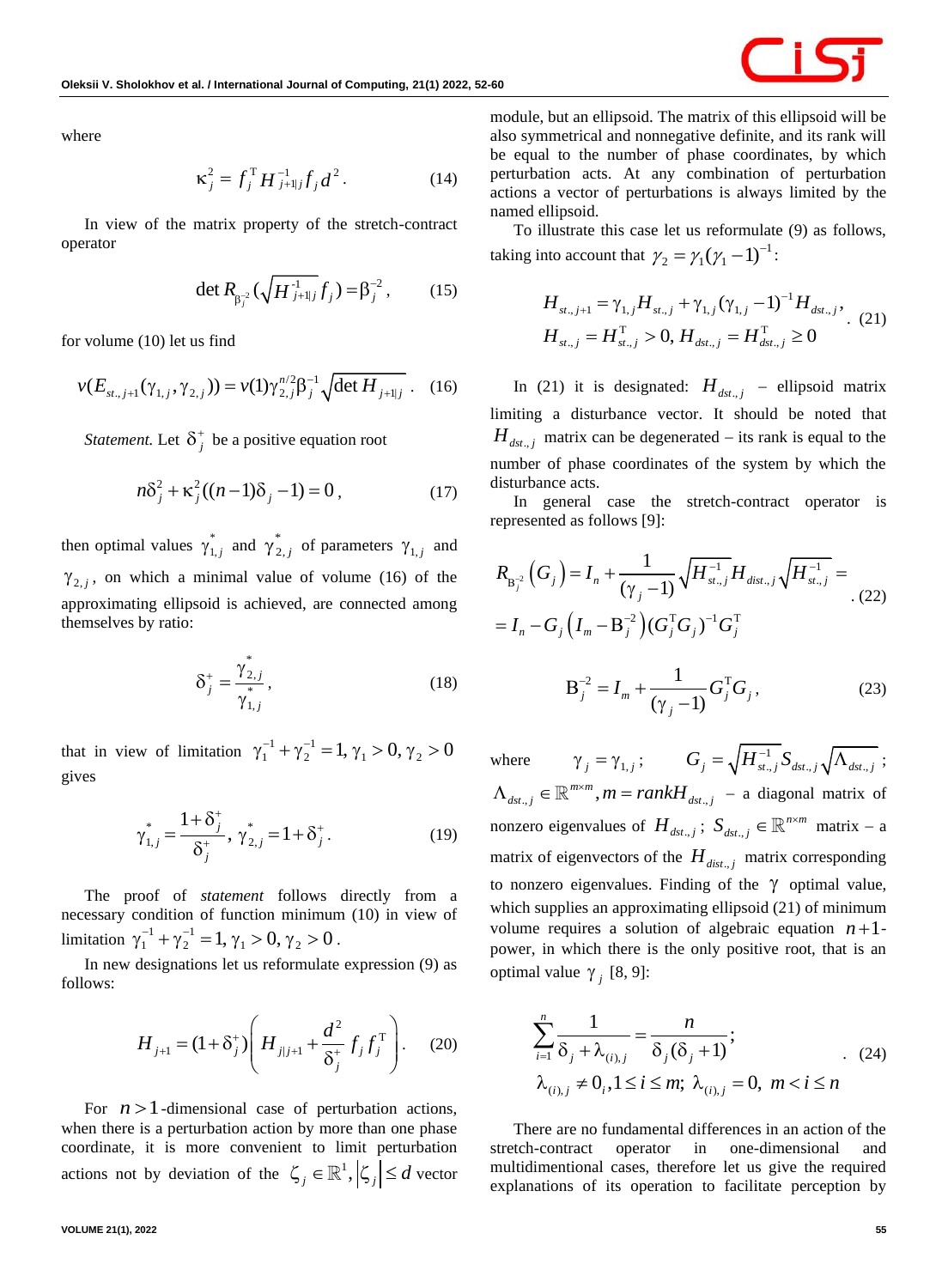where

$$\kappa_j^2 = f_j^{\mathrm{T}} H_{j+1|j}^{-1} f_j d^2 . \qquad (14)$$

In view of the matrix property of the stretch-contract operator

$$\det R_{\beta_j^{-2}}(\sqrt{H_{j+1|j}^{-1}} f_j) = \beta_j^{-2} , \qquad (15)$$

for volume (10) let us find

$$v(E_{st.,j+1}(\gamma_{1,j}, \gamma_{2,j})) = v(1)\gamma_{2,j}^{n/2}\beta_j^{-1}\sqrt{\det H_{j+1|j}} . \qquad (16)$$

*Statement.* Let $\delta_j^+$ be a positive equation root

$$n\delta_j^2 + \kappa_j^2((n-1)\delta_j - 1) = 0 , \qquad (17)$$

then optimal values $\gamma_{1,j}^*$ and $\gamma_{2,j}^*$ of parameters $\gamma_{1,j}$ and $\gamma_{2,j}$, on which a minimal value of volume (16) of the approximating ellipsoid is achieved, are connected among themselves by ratio:

$$\delta_j^+ = \frac{\gamma_{2,j}^*}{\gamma_{1,j}^*} , \qquad (18)$$

that in view of limitation $\gamma_1^{-1} + \gamma_2^{-1} = 1, \gamma_1 > 0, \gamma_2 > 0$ gives

$$\gamma_{1,j}^* = \frac{1+\delta_j^+}{\delta_j^+}, \; \gamma_{2,j}^* = 1 + \delta_j^+ . \qquad (19)$$

The proof of *statement* follows directly from a necessary condition of function minimum (10) in view of limitation $\gamma_1^{-1} + \gamma_2^{-1} = 1, \gamma_1 > 0, \gamma_2 > 0$.

In new designations let us reformulate expression (9) as follows:

$$H_{j+1} = (1+\delta_j^+)\left( H_{j|j+1} + \frac{d^2}{\delta_j^+} f_j f_j^{\mathrm{T}} \right) . \qquad (20)$$

For $n > 1$-dimensional case of perturbation actions, when there is a perturbation action by more than one phase coordinate, it is more convenient to limit perturbation actions not by deviation of the $\zeta_j \in \mathbb{R}^1, |\zeta_j| \le d$ vector module, but an ellipsoid. The matrix of this ellipsoid will be also symmetrical and nonnegative definite, and its rank will be equal to the number of phase coordinates, by which perturbation acts. At any combination of perturbation actions a vector of perturbations is always limited by the named ellipsoid.

To illustrate this case let us reformulate (9) as follows, taking into account that $\gamma_2 = \gamma_1(\gamma_1 - 1)^{-1}$:

$$\begin{aligned} H_{st.,j+1} &= \gamma_{1,j} H_{st.,j} + \gamma_{1,j}(\gamma_{1,j} - 1)^{-1} H_{dst.,j} , \\ H_{st.,j} &= H_{st.,j}^{\mathrm{T}} > 0, H_{dst.,j} = H_{dst.,j}^{\mathrm{T}} \ge 0 \end{aligned} . \qquad (21)$$

In (21) it is designated: $H_{dst.,j}$ – ellipsoid matrix limiting a disturbance vector. It should be noted that $H_{dst.,j}$ matrix can be degenerated – its rank is equal to the number of phase coordinates of the system by which the disturbance acts.

In general case the stretch-contract operator is represented as follows [9]:

$$\begin{aligned} R_{\mathrm{B}_j^{-2}}(G_j) &= I_n + \frac{1}{(\gamma_j - 1)} \sqrt{H_{st.,j}^{-1}} H_{dist.,j} \sqrt{H_{st.,j}^{-1}} = \\ &= I_n - G_j \left( I_m - \mathrm{B}_j^{-2} \right) (G_j^{\mathrm{T}} G_j)^{-1} G_j^{\mathrm{T}} \end{aligned} . \qquad (22)$$

$$\mathrm{B}_j^{-2} = I_m + \frac{1}{(\gamma_j - 1)} G_j^{\mathrm{T}} G_j , \qquad (23)$$

where $\gamma_j = \gamma_{1,j}$; $G_j = \sqrt{H_{st.,j}^{-1}} S_{dst.,j} \sqrt{\Lambda_{dst.,j}}$; $\Lambda_{dst.,j} \in \mathbb{R}^{m \times m}, m = rank H_{dst.,j}$ – a diagonal matrix of nonzero eigenvalues of $H_{dst.,j}$; $S_{dst.,j} \in \mathbb{R}^{n \times m}$ matrix – a matrix of eigenvectors of the $H_{dist.,j}$ matrix corresponding to nonzero eigenvalues. Finding of the $\gamma$ optimal value, which supplies an approximating ellipsoid (21) of minimum volume requires a solution of algebraic equation $n+1$-power, in which there is the only positive root, that is an optimal value $\gamma_j$ [8, 9]:

$$\begin{aligned} &\sum_{i=1}^{n} \frac{1}{\delta_j + \lambda_{(i),j}} = \frac{n}{\delta_j(\delta_j + 1)} ; \\ &\lambda_{(i),j} \ne 0_i, 1 \le i \le m; \; \lambda_{(i),j} = 0, \; m < i \le n \end{aligned} . \qquad (24)$$

There are no fundamental differences in an action of the stretch-contract operator in one-dimensional and multidimentional cases, therefore let us give the required explanations of its operation to facilitate perception by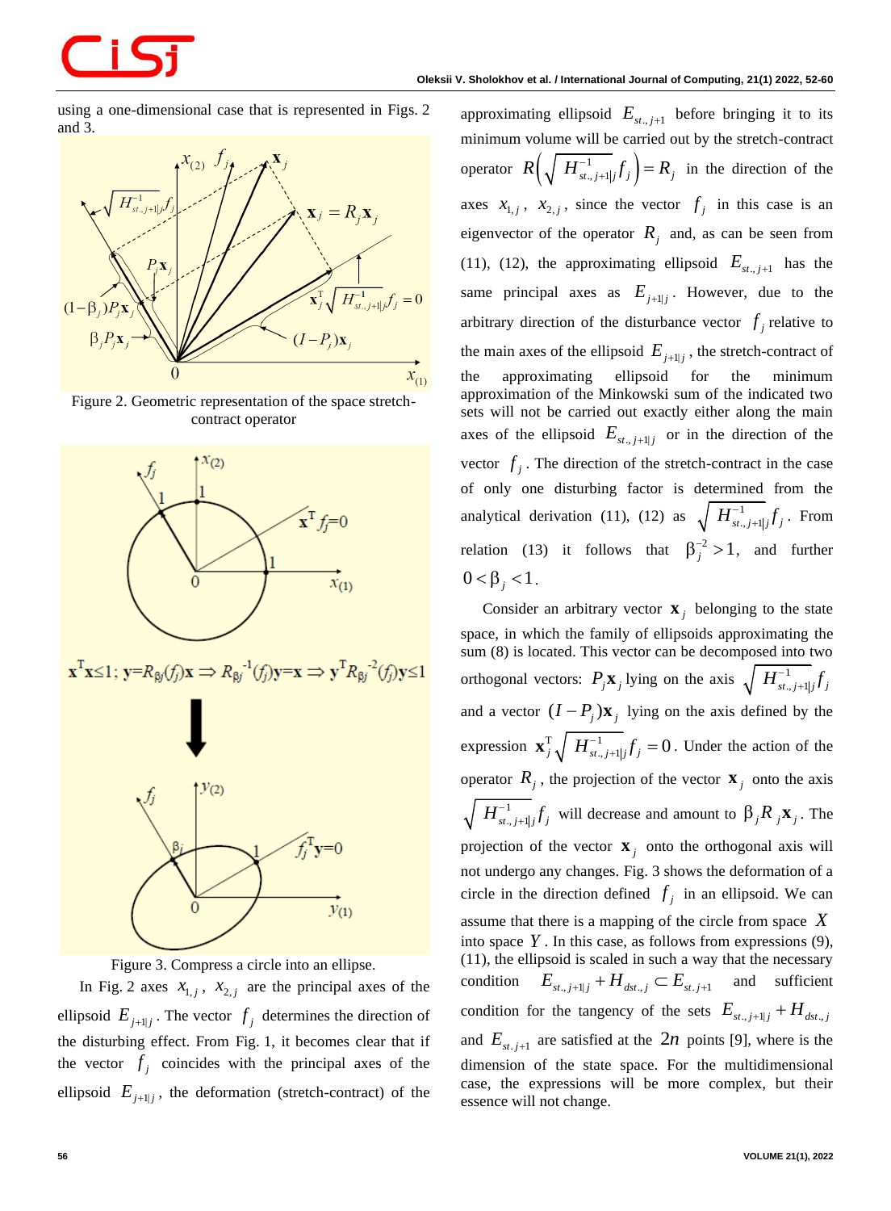using a one-dimensional case that is represented in Figs. 2 and 3.

Figure 2. Geometric representation of the space stretch-contract operator

Figure 3. Compress a circle into an ellipse.

In Fig. 2 axes $x_{1,j}$, $x_{2,j}$ are the principal axes of the ellipsoid $E_{j+1|j}$. The vector $f_j$ determines the direction of the disturbing effect. From Fig. 1, it becomes clear that if the vector $f_j$ coincides with the principal axes of the ellipsoid $E_{j+1|j}$, the deformation (stretch-contract) of the approximating ellipsoid $E_{st.,j+1}$ before bringing it to its minimum volume will be carried out by the stretch-contract operator $R\left(\sqrt{H^{-1}_{st.,j+1|j}}f_j\right) = R_j$ in the direction of the axes $x_{1,j}$, $x_{2,j}$, since the vector $f_j$ in this case is an eigenvector of the operator $R_j$ and, as can be seen from (11), (12), the approximating ellipsoid $E_{st.,j+1}$ has the same principal axes as $E_{j+1|j}$. However, due to the arbitrary direction of the disturbance vector $f_j$ relative to the main axes of the ellipsoid $E_{j+1|j}$, the stretch-contract of the approximating ellipsoid for the minimum approximation of the Minkowski sum of the indicated two sets will not be carried out exactly either along the main axes of the ellipsoid $E_{st.,j+1|j}$ or in the direction of the vector $f_j$. The direction of the stretch-contract in the case of only one disturbing factor is determined from the analytical derivation (11), (12) as $\sqrt{H^{-1}_{st.,j+1|j}}f_j$. From relation (13) it follows that $\beta_j^{-2} > 1$, and further $0 < \beta_j < 1$.

Consider an arbitrary vector $\mathbf{x}_j$ belonging to the state space, in which the family of ellipsoids approximating the sum (8) is located. This vector can be decomposed into two orthogonal vectors: $P_j\mathbf{x}_j$ lying on the axis $\sqrt{H^{-1}_{st.,j+1|j}}f_j$ and a vector $(I - P_j)\mathbf{x}_j$ lying on the axis defined by the expression $\mathbf{x}_j^{\mathrm{T}}\sqrt{H^{-1}_{st.,j+1|j}}f_j = 0$. Under the action of the operator $R_j$, the projection of the vector $\mathbf{x}_j$ onto the axis $\sqrt{H^{-1}_{st.,j+1|j}}f_j$ will decrease and amount to $\beta_j R_j \mathbf{x}_j$. The projection of the vector $\mathbf{x}_j$ onto the orthogonal axis will not undergo any changes. Fig. 3 shows the deformation of a circle in the direction defined $f_j$ in an ellipsoid. We can assume that there is a mapping of the circle from space $X$ into space $Y$. In this case, as follows from expressions (9), (11), the ellipsoid is scaled in such a way that the necessary condition $E_{st.,j+1|j} + H_{dst.,j} \subset E_{st.j+1}$ and sufficient condition for the tangency of the sets $E_{st.,j+1|j} + H_{dst.,j}$ and $E_{st.j+1}$ are satisfied at the $2n$ points [9], where is the dimension of the state space. For the multidimensional case, the expressions will be more complex, but their essence will not change.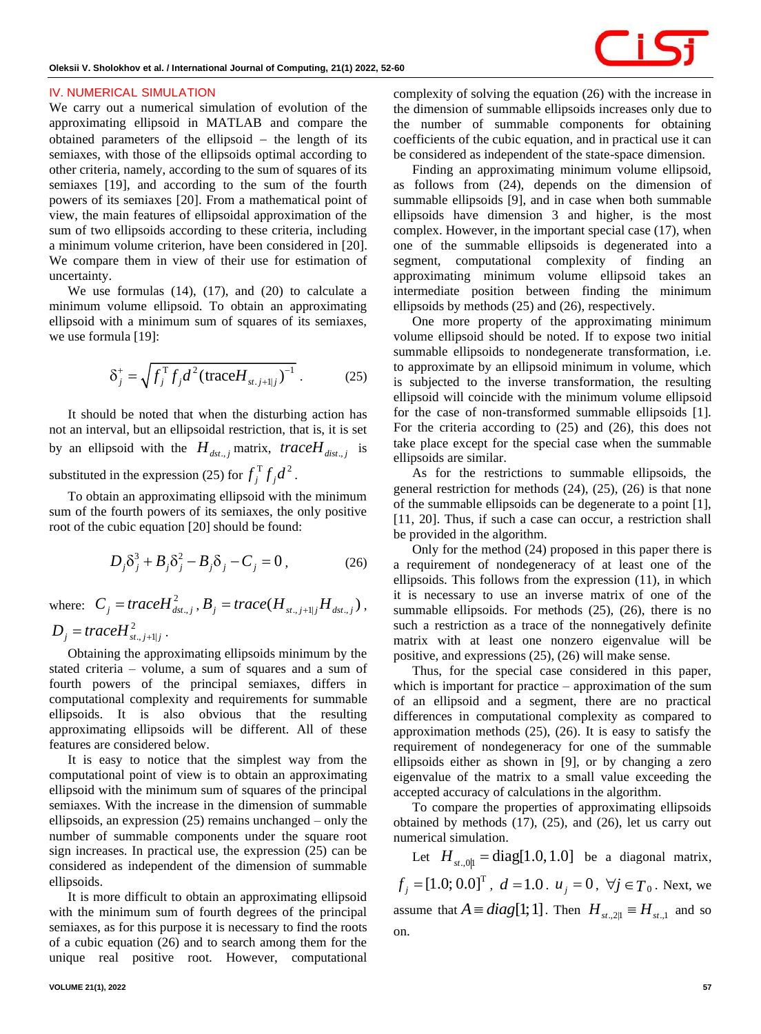## IV. NUMERICAL SIMULATION

We carry out a numerical simulation of evolution of the approximating ellipsoid in MATLAB and compare the obtained parameters of the ellipsoid – the length of its semiaxes, with those of the ellipsoids optimal according to other criteria, namely, according to the sum of squares of its semiaxes [19], and according to the sum of the fourth powers of its semiaxes [20]. From a mathematical point of view, the main features of ellipsoidal approximation of the sum of two ellipsoids according to these criteria, including a minimum volume criterion, have been considered in [20]. We compare them in view of their use for estimation of uncertainty.

We use formulas (14), (17), and (20) to calculate a minimum volume ellipsoid. To obtain an approximating ellipsoid with a minimum sum of squares of its semiaxes, we use formula [19]:

$$\delta_j^+ = \sqrt{f_j^{\mathrm{T}} f_j d^2 (\mathrm{trace} H_{st.\,j+1|j})^{-1}}\,. \qquad (25)$$

It should be noted that when the disturbing action has not an interval, but an ellipsoidal restriction, that is, it is set by an ellipsoid with the $H_{dst.,j}$ matrix, $traceH_{dist.,j}$ is substituted in the expression (25) for $f_j^{\mathrm{T}} f_j d^2$.

To obtain an approximating ellipsoid with the minimum sum of the fourth powers of its semiaxes, the only positive root of the cubic equation [20] should be found:

$$D_j \delta_j^3 + B_j \delta_j^2 - B_j \delta_j - C_j = 0\,, \qquad (26)$$

where: $C_j = traceH_{dst.,j}^2$, $B_j = trace(H_{st.,j+1|j} H_{dst.,j})$, $D_j = traceH_{st.,j+1|j}^2$.

Obtaining the approximating ellipsoids minimum by the stated criteria – volume, a sum of squares and a sum of fourth powers of the principal semiaxes, differs in computational complexity and requirements for summable ellipsoids. It is also obvious that the resulting approximating ellipsoids will be different. All of these features are considered below.

It is easy to notice that the simplest way from the computational point of view is to obtain an approximating ellipsoid with the minimum sum of squares of the principal semiaxes. With the increase in the dimension of summable ellipsoids, an expression (25) remains unchanged – only the number of summable components under the square root sign increases. In practical use, the expression (25) can be considered as independent of the dimension of summable ellipsoids.

It is more difficult to obtain an approximating ellipsoid with the minimum sum of fourth degrees of the principal semiaxes, as for this purpose it is necessary to find the roots of a cubic equation (26) and to search among them for the unique real positive root. However, computational complexity of solving the equation (26) with the increase in the dimension of summable ellipsoids increases only due to the number of summable components for obtaining coefficients of the cubic equation, and in practical use it can be considered as independent of the state-space dimension.

Finding an approximating minimum volume ellipsoid, as follows from (24), depends on the dimension of summable ellipsoids [9], and in case when both summable ellipsoids have dimension 3 and higher, is the most complex. However, in the important special case (17), when one of the summable ellipsoids is degenerated into a segment, computational complexity of finding an approximating minimum volume ellipsoid takes an intermediate position between finding the minimum ellipsoids by methods (25) and (26), respectively.

One more property of the approximating minimum volume ellipsoid should be noted. If to expose two initial summable ellipsoids to nondegenerate transformation, i.e. to approximate by an ellipsoid minimum in volume, which is subjected to the inverse transformation, the resulting ellipsoid will coincide with the minimum volume ellipsoid for the case of non-transformed summable ellipsoids [1]. For the criteria according to (25) and (26), this does not take place except for the special case when the summable ellipsoids are similar.

As for the restrictions to summable ellipsoids, the general restriction for methods (24), (25), (26) is that none of the summable ellipsoids can be degenerate to a point [1], [11, 20]. Thus, if such a case can occur, a restriction shall be provided in the algorithm.

Only for the method (24) proposed in this paper there is a requirement of nondegeneracy of at least one of the ellipsoids. This follows from the expression (11), in which it is necessary to use an inverse matrix of one of the summable ellipsoids. For methods (25), (26), there is no such a restriction as a trace of the nonnegatively definite matrix with at least one nonzero eigenvalue will be positive, and expressions (25), (26) will make sense.

Thus, for the special case considered in this paper, which is important for practice – approximation of the sum of an ellipsoid and a segment, there are no practical differences in computational complexity as compared to approximation methods (25), (26). It is easy to satisfy the requirement of nondegeneracy for one of the summable ellipsoids either as shown in [9], or by changing a zero eigenvalue of the matrix to a small value exceeding the accepted accuracy of calculations in the algorithm.

To compare the properties of approximating ellipsoids obtained by methods (17), (25), and (26), let us carry out numerical simulation.

Let $H_{st.,0|1} = \mathrm{diag}[1.0, 1.0]$ be a diagonal matrix, $f_j = [1.0; 0.0]^{\mathrm{T}}$, $d = 1.0$. $u_j = 0$, $\forall j \in T_0$. Next, we assume that $A \equiv diag[1; 1]$. Then $H_{st.,2|1} \equiv H_{st.,1}$ and so on.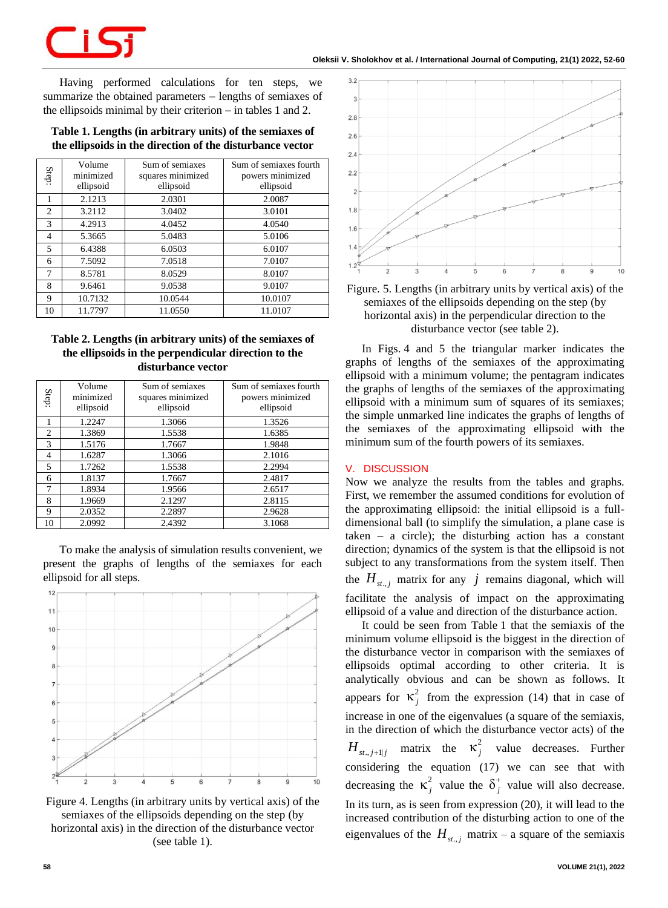Having performed calculations for ten steps, we summarize the obtained parameters – lengths of semiaxes of the ellipsoids minimal by their criterion – in tables 1 and 2.

**Table 1. Lengths (in arbitrary units) of the semiaxes of the ellipsoids in the direction of the disturbance vector**

| Step: | Volume minimized ellipsoid | Sum of semiaxes squares minimized ellipsoid | Sum of semiaxes fourth powers minimized ellipsoid |
|---|---|---|---|
| 1 | 2.1213 | 2.0301 | 2.0087 |
| 2 | 3.2112 | 3.0402 | 3.0101 |
| 3 | 4.2913 | 4.0452 | 4.0540 |
| 4 | 5.3665 | 5.0483 | 5.0106 |
| 5 | 6.4388 | 6.0503 | 6.0107 |
| 6 | 7.5092 | 7.0518 | 7.0107 |
| 7 | 8.5781 | 8.0529 | 8.0107 |
| 8 | 9.6461 | 9.0538 | 9.0107 |
| 9 | 10.7132 | 10.0544 | 10.0107 |
| 10 | 11.7797 | 11.0550 | 11.0107 |

**Table 2. Lengths (in arbitrary units) of the semiaxes of the ellipsoids in the perpendicular direction to the disturbance vector**

| Step: | Volume minimized ellipsoid | Sum of semiaxes squares minimized ellipsoid | Sum of semiaxes fourth powers minimized ellipsoid |
|---|---|---|---|
| 1 | 1.2247 | 1.3066 | 1.3526 |
| 2 | 1.3869 | 1.5538 | 1.6385 |
| 3 | 1.5176 | 1.7667 | 1.9848 |
| 4 | 1.6287 | 1.3066 | 2.1016 |
| 5 | 1.7262 | 1.5538 | 2.2994 |
| 6 | 1.8137 | 1.7667 | 2.4817 |
| 7 | 1.8934 | 1.9566 | 2.6517 |
| 8 | 1.9669 | 2.1297 | 2.8115 |
| 9 | 2.0352 | 2.2897 | 2.9628 |
| 10 | 2.0992 | 2.4392 | 3.1068 |

To make the analysis of simulation results convenient, we present the graphs of lengths of the semiaxes for each ellipsoid for all steps.

Figure 4. Lengths (in arbitrary units by vertical axis) of the semiaxes of the ellipsoids depending on the step (by horizontal axis) in the direction of the disturbance vector (see table 1).

Figure. 5. Lengths (in arbitrary units by vertical axis) of the semiaxes of the ellipsoids depending on the step (by horizontal axis) in the perpendicular direction to the disturbance vector (see table 2).

In Figs. 4 and 5 the triangular marker indicates the graphs of lengths of the semiaxes of the approximating ellipsoid with a minimum volume; the pentagram indicates the graphs of lengths of the semiaxes of the approximating ellipsoid with a minimum sum of squares of its semiaxes; the simple unmarked line indicates the graphs of lengths of the semiaxes of the approximating ellipsoid with the minimum sum of the fourth powers of its semiaxes.

## V. DISCUSSION

Now we analyze the results from the tables and graphs. First, we remember the assumed conditions for evolution of the approximating ellipsoid: the initial ellipsoid is a full-dimensional ball (to simplify the simulation, a plane case is taken – a circle); the disturbing action has a constant direction; dynamics of the system is that the ellipsoid is not subject to any transformations from the system itself. Then the $H_{st.,j}$ matrix for any $j$ remains diagonal, which will facilitate the analysis of impact on the approximating ellipsoid of a value and direction of the disturbance action.

It could be seen from Table 1 that the semiaxis of the minimum volume ellipsoid is the biggest in the direction of the disturbance vector in comparison with the semiaxes of ellipsoids optimal according to other criteria. It is analytically obvious and can be shown as follows. It appears for $\kappa_j^2$ from the expression (14) that in case of increase in one of the eigenvalues (a square of the semiaxis, in the direction of which the disturbance vector acts) of the $H_{st.,j+1|j}$ matrix the $\kappa_j^2$ value decreases. Further considering the equation (17) we can see that with decreasing the $\kappa_j^2$ value the $\delta_j^+$ value will also decrease. In its turn, as is seen from expression (20), it will lead to the increased contribution of the disturbing action to one of the eigenvalues of the $H_{st.,j}$ matrix – a square of the semiaxis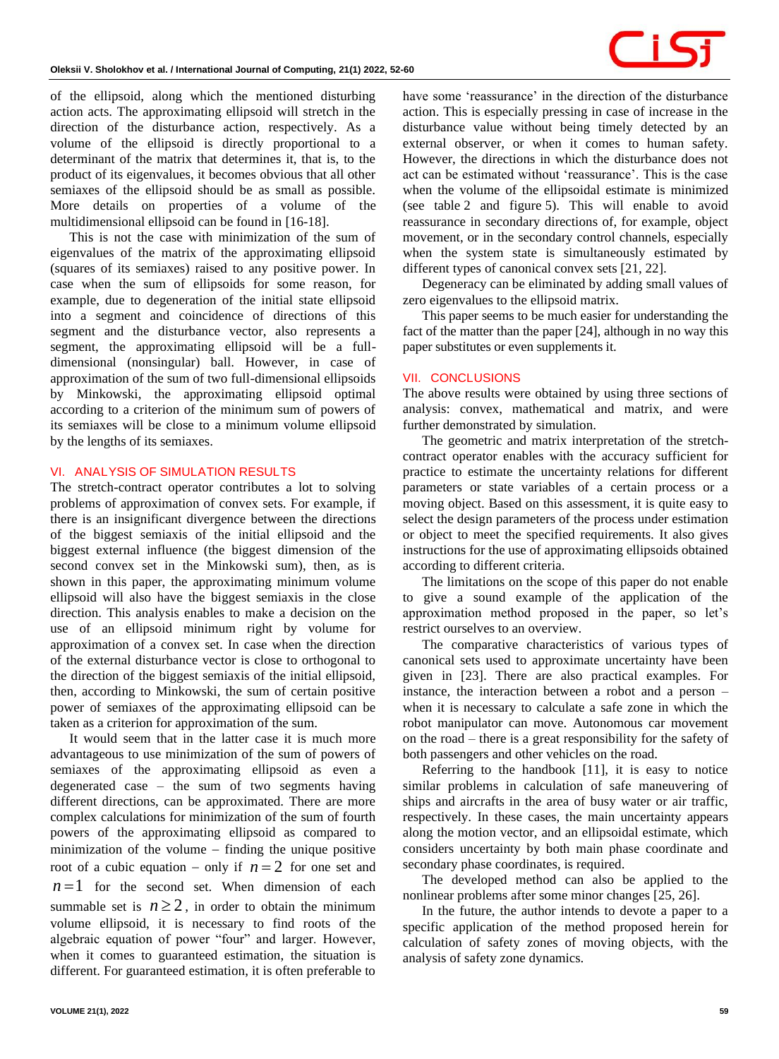of the ellipsoid, along which the mentioned disturbing action acts. The approximating ellipsoid will stretch in the direction of the disturbance action, respectively. As a volume of the ellipsoid is directly proportional to a determinant of the matrix that determines it, that is, to the product of its eigenvalues, it becomes obvious that all other semiaxes of the ellipsoid should be as small as possible. More details on properties of a volume of the multidimensional ellipsoid can be found in [16-18].

This is not the case with minimization of the sum of eigenvalues of the matrix of the approximating ellipsoid (squares of its semiaxes) raised to any positive power. In case when the sum of ellipsoids for some reason, for example, due to degeneration of the initial state ellipsoid into a segment and coincidence of directions of this segment and the disturbance vector, also represents a segment, the approximating ellipsoid will be a full-dimensional (nonsingular) ball. However, in case of approximation of the sum of two full-dimensional ellipsoids by Minkowski, the approximating ellipsoid optimal according to a criterion of the minimum sum of powers of its semiaxes will be close to a minimum volume ellipsoid by the lengths of its semiaxes.

## VI. ANALYSIS OF SIMULATION RESULTS

The stretch-contract operator contributes a lot to solving problems of approximation of convex sets. For example, if there is an insignificant divergence between the directions of the biggest semiaxis of the initial ellipsoid and the biggest external influence (the biggest dimension of the second convex set in the Minkowski sum), then, as is shown in this paper, the approximating minimum volume ellipsoid will also have the biggest semiaxis in the close direction. This analysis enables to make a decision on the use of an ellipsoid minimum right by volume for approximation of a convex set. In case when the direction of the external disturbance vector is close to orthogonal to the direction of the biggest semiaxis of the initial ellipsoid, then, according to Minkowski, the sum of certain positive power of semiaxes of the approximating ellipsoid can be taken as a criterion for approximation of the sum.

It would seem that in the latter case it is much more advantageous to use minimization of the sum of powers of semiaxes of the approximating ellipsoid as even a degenerated case – the sum of two segments having different directions, can be approximated. There are more complex calculations for minimization of the sum of fourth powers of semiaxes of the approximating ellipsoid as compared to minimization of the volume – finding the unique positive root of a cubic equation – only if $n=2$ for one set and $n=1$ for the second set. When dimension of each summable set is $n \geq 2$, in order to obtain the minimum volume ellipsoid, it is necessary to find roots of the algebraic equation of power "four" and larger. However, when it comes to guaranteed estimation, the situation is different. For guaranteed estimation, it is often preferable to have some 'reassurance' in the direction of the disturbance action. This is especially pressing in case of increase in the disturbance value without being timely detected by an external observer, or when it comes to human safety. However, the directions in which the disturbance does not act can be estimated without 'reassurance'. This is the case when the volume of the ellipsoidal estimate is minimized (see table 2 and figure 5). This will enable to avoid reassurance in secondary directions of, for example, object movement, or in the secondary control channels, especially when the system state is simultaneously estimated by different types of canonical convex sets [21, 22].

Degeneracy can be eliminated by adding small values of zero eigenvalues to the ellipsoid matrix.

This paper seems to be much easier for understanding the fact of the matter than the paper [24], although in no way this paper substitutes or even supplements it.

## VII. CONCLUSIONS

The above results were obtained by using three sections of analysis: convex, mathematical and matrix, and were further demonstrated by simulation.

The geometric and matrix interpretation of the stretch-contract operator enables with the accuracy sufficient for practice to estimate the uncertainty relations for different parameters or state variables of a certain process or a moving object. Based on this assessment, it is quite easy to select the design parameters of the process under estimation or object to meet the specified requirements. It also gives instructions for the use of approximating ellipsoids obtained according to different criteria.

The limitations on the scope of this paper do not enable to give a sound example of the application of the approximation method proposed in the paper, so let's restrict ourselves to an overview.

The comparative characteristics of various types of canonical sets used to approximate uncertainty have been given in [23]. There are also practical examples. For instance, the interaction between a robot and a person – when it is necessary to calculate a safe zone in which the robot manipulator can move. Autonomous car movement on the road – there is a great responsibility for the safety of both passengers and other vehicles on the road.

Referring to the handbook [11], it is easy to notice similar problems in calculation of safe maneuvering of ships and aircrafts in the area of busy water or air traffic, respectively. In these cases, the main uncertainty appears along the motion vector, and an ellipsoidal estimate, which considers uncertainty by both main phase coordinate and secondary phase coordinates, is required.

The developed method can also be applied to the nonlinear problems after some minor changes [25, 26].

In the future, the author intends to devote a paper to a specific application of the method proposed herein for calculation of safety zones of moving objects, with the analysis of safety zone dynamics.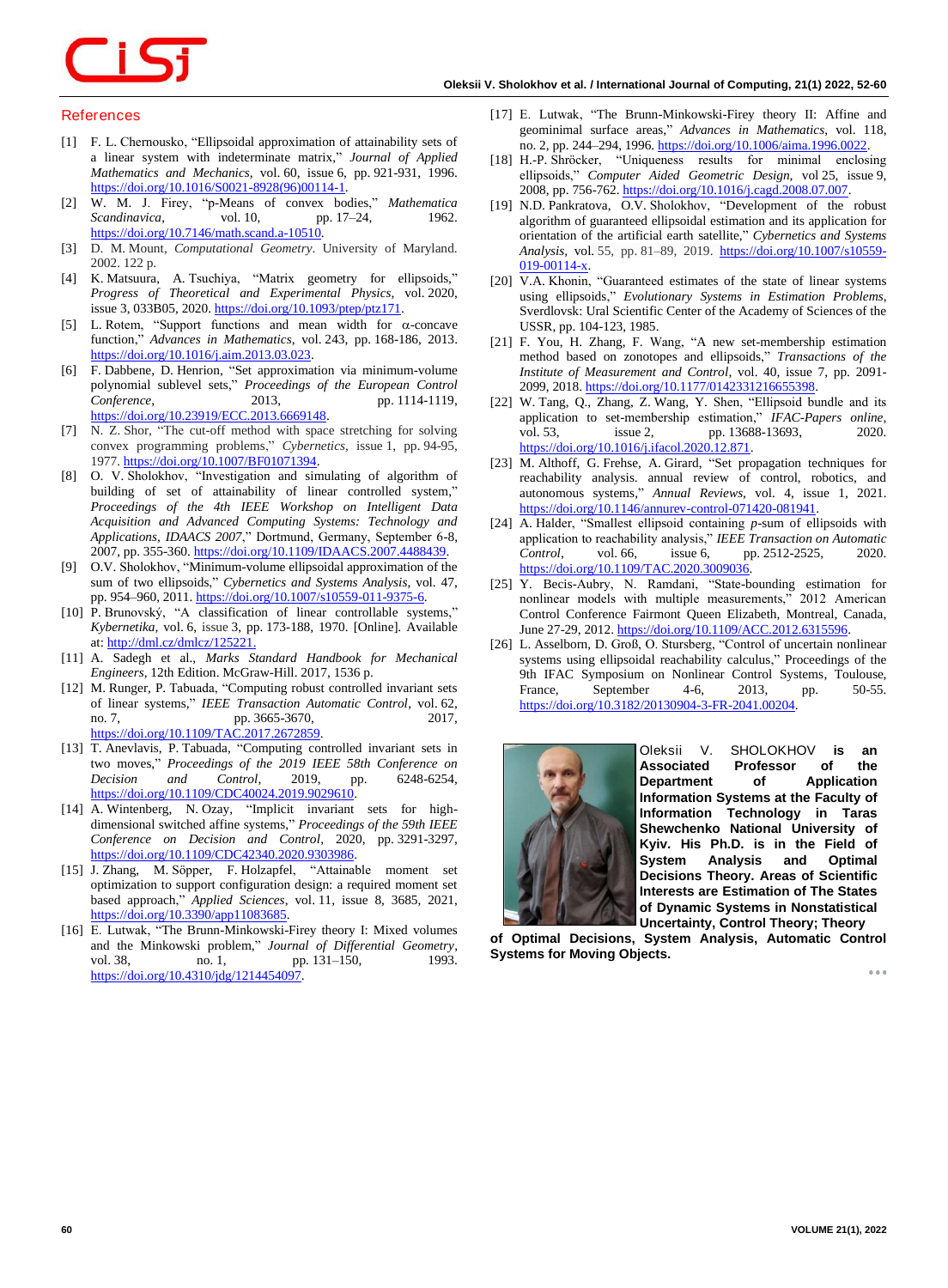## References

[1] F. L. Chernousko, "Ellipsoidal approximation of attainability sets of a linear system with indeterminate matrix," *Journal of Applied Mathematics and Mechanics*, vol. 60, issue 6, pp. 921-931, 1996. https://doi.org/10.1016/S0021-8928(96)00114-1.

[2] W. M. J. Firey, "p-Means of convex bodies," *Mathematica Scandinavica*, vol. 10, pp. 17–24, 1962. https://doi.org/10.7146/math.scand.a-10510.

[3] D. M. Mount, *Computational Geometry*. University of Maryland. 2002. 122 p.

[4] K. Matsuura, A. Tsuchiya, "Matrix geometry for ellipsoids," *Progress of Theoretical and Experimental Physics*, vol. 2020, issue 3, 033B05, 2020. https://doi.org/10.1093/ptep/ptz171.

[5] L. Rotem, "Support functions and mean width for α-concave function," *Advances in Mathematics*, vol. 243, pp. 168-186, 2013. https://doi.org/10.1016/j.aim.2013.03.023.

[6] F. Dabbene, D. Henrion, "Set approximation via minimum-volume polynomial sublevel sets," *Proceedings of the European Control Conference*, 2013, pp. 1114-1119, https://doi.org/10.23919/ECC.2013.6669148.

[7] N. Z. Shor, "The cut-off method with space stretching for solving convex programming problems," *Cybernetics*, issue 1, pp. 94-95, 1977. https://doi.org/10.1007/BF01071394.

[8] O. V. Sholokhov, "Investigation and simulating of algorithm of building of set of attainability of linear controlled system," *Proceedings of the 4th IEEE Workshop on Intelligent Data Acquisition and Advanced Computing Systems: Technology and Applications, IDAACS 2007*," Dortmund, Germany, September 6-8, 2007, pp. 355-360. https://doi.org/10.1109/IDAACS.2007.4488439.

[9] O.V. Sholokhov, "Minimum-volume ellipsoidal approximation of the sum of two ellipsoids," *Cybernetics and Systems Analysis*, vol. 47, pp. 954–960, 2011. https://doi.org/10.1007/s10559-011-9375-6.

[10] P. Brunovský, "A classification of linear controllable systems," *Kybernetika*, vol. 6, issue 3, pp. 173-188, 1970. [Online]. Available at: http://dml.cz/dmlcz/125221.

[11] A. Sadegh et al., *Marks Standard Handbook for Mechanical Engineers*, 12th Edition. McGraw-Hill. 2017, 1536 p.

[12] M. Runger, P. Tabuada, "Computing robust controlled invariant sets of linear systems," *IEEE Transaction Automatic Control*, vol. 62, no. 7, pp. 3665-3670, 2017, https://doi.org/10.1109/TAC.2017.2672859.

[13] T. Anevlavis, P. Tabuada, "Computing controlled invariant sets in two moves," *Proceedings of the 2019 IEEE 58th Conference on Decision and Control*, 2019, pp. 6248-6254, https://doi.org/10.1109/CDC40024.2019.9029610.

[14] A. Wintenberg, N. Ozay, "Implicit invariant sets for high-dimensional switched affine systems," *Proceedings of the 59th IEEE Conference on Decision and Control*, 2020, pp. 3291-3297, https://doi.org/10.1109/CDC42340.2020.9303986.

[15] J. Zhang, M. Söpper, F. Holzapfel, "Attainable moment set optimization to support configuration design: a required moment set based approach," *Applied Sciences*, vol. 11, issue 8, 3685, 2021, https://doi.org/10.3390/app11083685.

[16] E. Lutwak, "The Brunn-Minkowski-Firey theory I: Mixed volumes and the Minkowski problem," *Journal of Differential Geometry*, vol. 38, no. 1, pp. 131–150, 1993. https://doi.org/10.4310/jdg/1214454097.

[17] E. Lutwak, "The Brunn-Minkowski-Firey theory II: Affine and geominimal surface areas," *Advances in Mathematics*, vol. 118, no. 2, pp. 244–294, 1996. https://doi.org/10.1006/aima.1996.0022.

[18] H.-P. Shröcker, "Uniqueness results for minimal enclosing ellipsoids," *Computer Aided Geometric Design*, vol 25, issue 9, 2008, pp. 756-762. https://doi.org/10.1016/j.cagd.2008.07.007.

[19] N.D. Pankratova, O.V. Sholokhov, "Development of the robust algorithm of guaranteed ellipsoidal estimation and its application for orientation of the artificial earth satellite," *Cybernetics and Systems Analysis*, vol. 55, pp. 81–89, 2019. https://doi.org/10.1007/s10559-019-00114-x.

[20] V.A. Khonin, "Guaranteed estimates of the state of linear systems using ellipsoids," *Evolutionary Systems in Estimation Problems*, Sverdlovsk: Ural Scientific Center of the Academy of Sciences of the USSR, pp. 104-123, 1985.

[21] F. You, H. Zhang, F. Wang, "A new set-membership estimation method based on zonotopes and ellipsoids," *Transactions of the Institute of Measurement and Control*, vol. 40, issue 7, pp. 2091-2099, 2018. https://doi.org/10.1177/0142331216655398.

[22] W. Tang, Q., Zhang, Z. Wang, Y. Shen, "Ellipsoid bundle and its application to set-membership estimation," *IFAC-Papers online*, vol. 53, issue 2, pp. 13688-13693, 2020. https://doi.org/10.1016/j.ifacol.2020.12.871.

[23] M. Althoff, G. Frehse, A. Girard, "Set propagation techniques for reachability analysis. annual review of control, robotics, and autonomous systems," *Annual Reviews*, vol. 4, issue 1, 2021. https://doi.org/10.1146/annurev-control-071420-081941.

[24] A. Halder, "Smallest ellipsoid containing *p*-sum of ellipsoids with application to reachability analysis," *IEEE Transaction on Automatic Control*, vol. 66, issue 6, pp. 2512-2525, 2020. https://doi.org/10.1109/TAC.2020.3009036.

[25] Y. Becis-Aubry, N. Ramdani, "State-bounding estimation for nonlinear models with multiple measurements," 2012 American Control Conference Fairmont Queen Elizabeth, Montreal, Canada, June 27-29, 2012. https://doi.org/10.1109/ACC.2012.6315596.

[26] L. Asselborn, D. Groß, O. Stursberg, "Control of uncertain nonlinear systems using ellipsoidal reachability calculus," Proceedings of the 9th IFAC Symposium on Nonlinear Control Systems, Toulouse, France, September 4-6, 2013, pp. 50-55. https://doi.org/10.3182/20130904-3-FR-2041.00204.

Oleksii V. SHOLOKHOV **is an Associated Professor of the Department of Application Information Systems at the Faculty of Information Technology in Taras Shewchenko National University of Kyiv. His Ph.D. is in the Field of System Analysis and Optimal Decisions Theory. Areas of Scientific Interests are Estimation of The States of Dynamic Systems in Nonstatistical Uncertainty, Control Theory; Theory of Optimal Decisions, System Analysis, Automatic Control Systems for Moving Objects.**